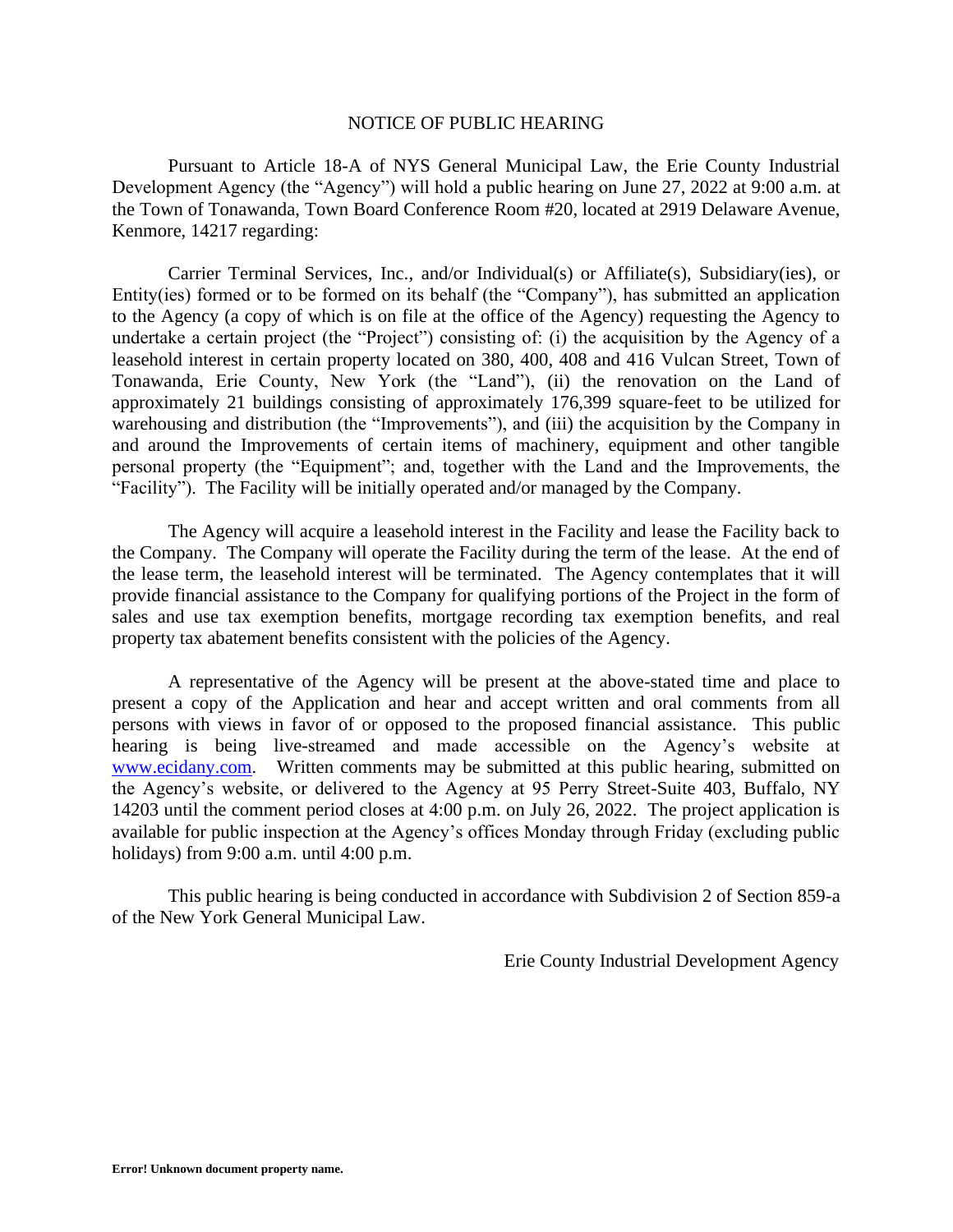# NOTICE OF PUBLIC HEARING

Pursuant to Article 18-A of NYS General Municipal Law, the Erie County Industrial Development Agency (the "Agency") will hold a public hearing on June 27, 2022 at 9:00 a.m. at the Town of Tonawanda, Town Board Conference Room #20, located at 2919 Delaware Avenue, Kenmore, 14217 regarding:

Carrier Terminal Services, Inc., and/or Individual(s) or Affiliate(s), Subsidiary(ies), or Entity(ies) formed or to be formed on its behalf (the "Company"), has submitted an application to the Agency (a copy of which is on file at the office of the Agency) requesting the Agency to undertake a certain project (the "Project") consisting of: (i) the acquisition by the Agency of a leasehold interest in certain property located on 380, 400, 408 and 416 Vulcan Street, Town of Tonawanda, Erie County, New York (the "Land"), (ii) the renovation on the Land of approximately 21 buildings consisting of approximately 176,399 square-feet to be utilized for warehousing and distribution (the "Improvements"), and (iii) the acquisition by the Company in and around the Improvements of certain items of machinery, equipment and other tangible personal property (the "Equipment"; and, together with the Land and the Improvements, the "Facility"). The Facility will be initially operated and/or managed by the Company.

The Agency will acquire a leasehold interest in the Facility and lease the Facility back to the Company. The Company will operate the Facility during the term of the lease. At the end of the lease term, the leasehold interest will be terminated. The Agency contemplates that it will provide financial assistance to the Company for qualifying portions of the Project in the form of sales and use tax exemption benefits, mortgage recording tax exemption benefits, and real property tax abatement benefits consistent with the policies of the Agency.

A representative of the Agency will be present at the above-stated time and place to present a copy of the Application and hear and accept written and oral comments from all persons with views in favor of or opposed to the proposed financial assistance. This public hearing is being live-streamed and made accessible on the Agency's website at www.ecidany.com. Written comments may be submitted at this public hearing, submitted on the Agency's website, or delivered to the Agency at 95 Perry Street-Suite 403, Buffalo, NY 14203 until the comment period closes at 4:00 p.m. on July 26, 2022. The project application is available for public inspection at the Agency's offices Monday through Friday (excluding public holidays) from 9:00 a.m. until 4:00 p.m.

This public hearing is being conducted in accordance with Subdivision 2 of Section 859-a of the New York General Municipal Law.

Erie County Industrial Development Agency

**Error! Unknown document property name.**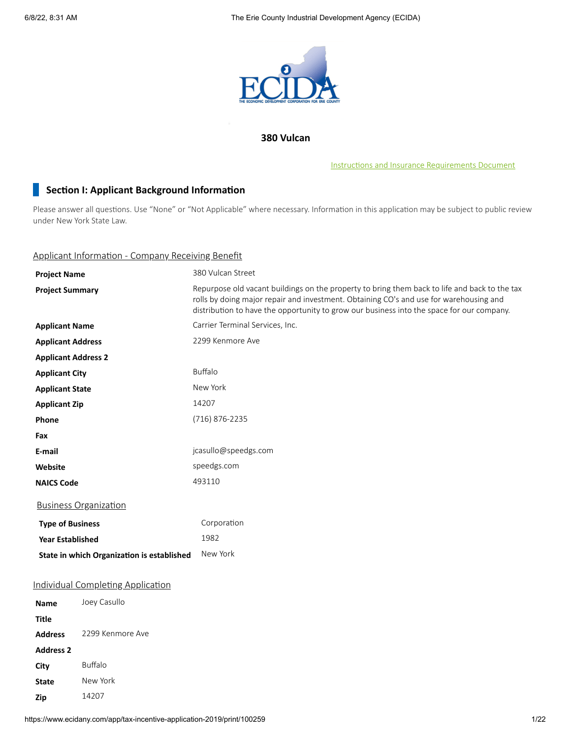# 380 Vulcan

[Instructions and Insurance Requirements Document]

## Section I: Applicant Background Information

Please answer all questions. Use "None" or "Not Applicable" where necessary. Information in this application may be subject to public review under New York State Law.

### Applicant Information - Company Receiving Benefit

| | |
|---|---|
| **Project Name** | 380 Vulcan Street |
| **Project Summary** | Repurpose old vacant buildings on the property to bring them back to life and back to the tax rolls by doing major repair and investment. Obtaining CO's and use for warehousing and distribution to have the opportunity to grow our business into the space for our company. |
| **Applicant Name** | Carrier Terminal Services, Inc. |
| **Applicant Address** | 2299 Kenmore Ave |
| **Applicant Address 2** | |
| **Applicant City** | Buffalo |
| **Applicant State** | New York |
| **Applicant Zip** | 14207 |
| **Phone** | (716) 876-2235 |
| **Fax** | |
| **E-mail** | jcasullo@speedgs.com |
| **Website** | speedgs.com |
| **NAICS Code** | 493110 |

### Business Organization

| | |
|---|---|
| **Type of Business** | Corporation |
| **Year Established** | 1982 |
| **State in which Organization is established** | New York |

### Individual Completing Application

| | |
|---|---|
| **Name** | Joey Casullo |
| **Title** | |
| **Address** | 2299 Kenmore Ave |
| **Address 2** | |
| **City** | Buffalo |
| **State** | New York |
| **Zip** | 14207 |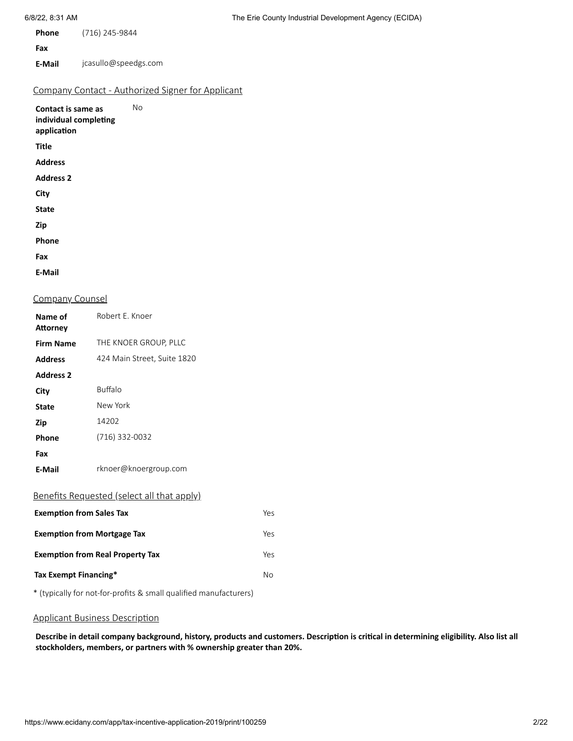| | |
|---|---|
| **Phone** | (716) 245-9844 |
| **Fax** | |
| **E-Mail** | jcasullo@speedgs.com |

## Company Contact - Authorized Signer for Applicant

| | |
|---|---|
| **Contact is same as individual completing application** | No |
| **Title** | |
| **Address** | |
| **Address 2** | |
| **City** | |
| **State** | |
| **Zip** | |
| **Phone** | |
| **Fax** | |
| **E-Mail** | |

## Company Counsel

| | |
|---|---|
| **Name of Attorney** | Robert E. Knoer |
| **Firm Name** | THE KNOER GROUP, PLLC |
| **Address** | 424 Main Street, Suite 1820 |
| **Address 2** | |
| **City** | Buffalo |
| **State** | New York |
| **Zip** | 14202 |
| **Phone** | (716) 332-0032 |
| **Fax** | |
| **E-Mail** | rknoer@knoergroup.com |

## Benefits Requested (select all that apply)

| | |
|---|---|
| **Exemption from Sales Tax** | Yes |
| **Exemption from Mortgage Tax** | Yes |
| **Exemption from Real Property Tax** | Yes |
| **Tax Exempt Financing*** | No |

* (typically for not-for-profits & small qualified manufacturers)

## Applicant Business Description

**Describe in detail company background, history, products and customers. Description is critical in determining eligibility. Also list all stockholders, members, or partners with % ownership greater than 20%.**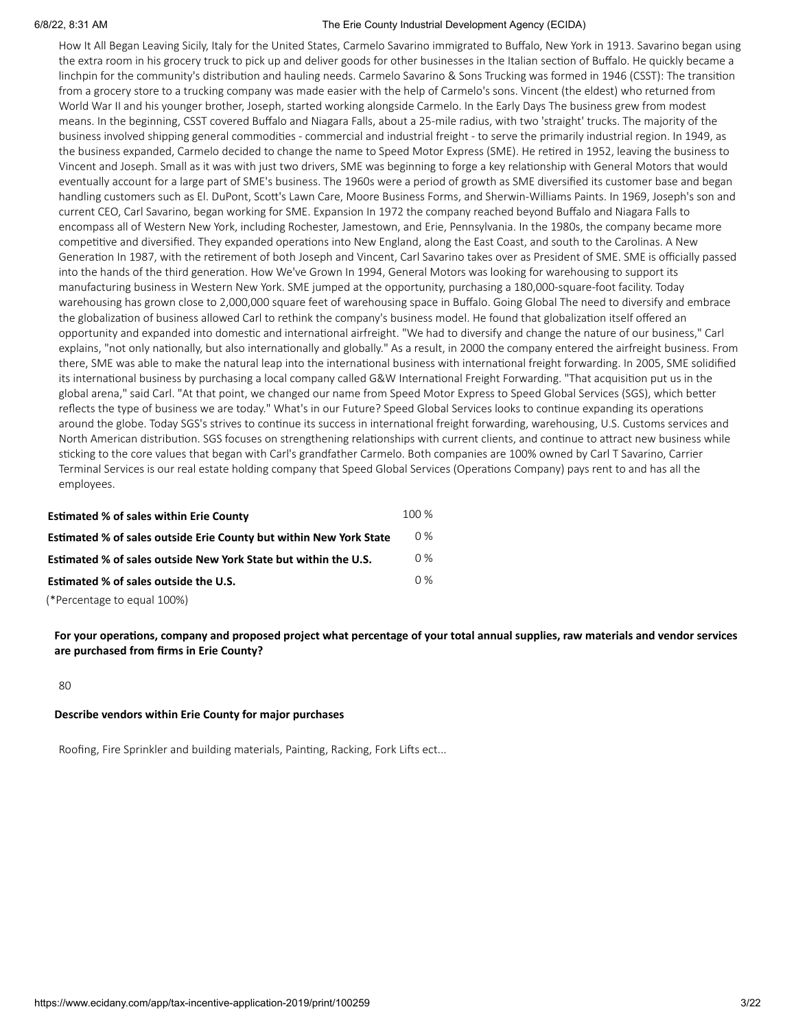How It All Began Leaving Sicily, Italy for the United States, Carmelo Savarino immigrated to Buffalo, New York in 1913. Savarino began using the extra room in his grocery truck to pick up and deliver goods for other businesses in the Italian section of Buffalo. He quickly became a linchpin for the community's distribution and hauling needs. Carmelo Savarino & Sons Trucking was formed in 1946 (CSST): The transition from a grocery store to a trucking company was made easier with the help of Carmelo's sons. Vincent (the eldest) who returned from World War II and his younger brother, Joseph, started working alongside Carmelo. In the Early Days The business grew from modest means. In the beginning, CSST covered Buffalo and Niagara Falls, about a 25-mile radius, with two 'straight' trucks. The majority of the business involved shipping general commodities - commercial and industrial freight - to serve the primarily industrial region. In 1949, as the business expanded, Carmelo decided to change the name to Speed Motor Express (SME). He retired in 1952, leaving the business to Vincent and Joseph. Small as it was with just two drivers, SME was beginning to forge a key relationship with General Motors that would eventually account for a large part of SME's business. The 1960s were a period of growth as SME diversified its customer base and began handling customers such as El. DuPont, Scott's Lawn Care, Moore Business Forms, and Sherwin-Williams Paints. In 1969, Joseph's son and current CEO, Carl Savarino, began working for SME. Expansion In 1972 the company reached beyond Buffalo and Niagara Falls to encompass all of Western New York, including Rochester, Jamestown, and Erie, Pennsylvania. In the 1980s, the company became more competitive and diversified. They expanded operations into New England, along the East Coast, and south to the Carolinas. A New Generation In 1987, with the retirement of both Joseph and Vincent, Carl Savarino takes over as President of SME. SME is officially passed into the hands of the third generation. How We've Grown In 1994, General Motors was looking for warehousing to support its manufacturing business in Western New York. SME jumped at the opportunity, purchasing a 180,000-square-foot facility. Today warehousing has grown close to 2,000,000 square feet of warehousing space in Buffalo. Going Global The need to diversify and embrace the globalization of business allowed Carl to rethink the company's business model. He found that globalization itself offered an opportunity and expanded into domestic and international airfreight. "We had to diversify and change the nature of our business," Carl explains, "not only nationally, but also internationally and globally." As a result, in 2000 the company entered the airfreight business. From there, SME was able to make the natural leap into the international business with international freight forwarding. In 2005, SME solidified its international business by purchasing a local company called G&W International Freight Forwarding. "That acquisition put us in the global arena," said Carl. "At that point, we changed our name from Speed Motor Express to Speed Global Services (SGS), which better reflects the type of business we are today." What's in our Future? Speed Global Services looks to continue expanding its operations around the globe. Today SGS's strives to continue its success in international freight forwarding, warehousing, U.S. Customs services and North American distribution. SGS focuses on strengthening relationships with current clients, and continue to attract new business while sticking to the core values that began with Carl's grandfather Carmelo. Both companies are 100% owned by Carl T Savarino, Carrier Terminal Services is our real estate holding company that Speed Global Services (Operations Company) pays rent to and has all the employees.

| | |
|---|---|
| **Estimated % of sales within Erie County** | 100 % |
| **Estimated % of sales outside Erie County but within New York State** | 0 % |
| **Estimated % of sales outside New York State but within the U.S.** | 0 % |
| **Estimated % of sales outside the U.S.** | 0 % |

(*Percentage to equal 100%)

**For your operations, company and proposed project what percentage of your total annual supplies, raw materials and vendor services are purchased from firms in Erie County?**

80

**Describe vendors within Erie County for major purchases**

Roofing, Fire Sprinkler and building materials, Painting, Racking, Fork Lifts ect...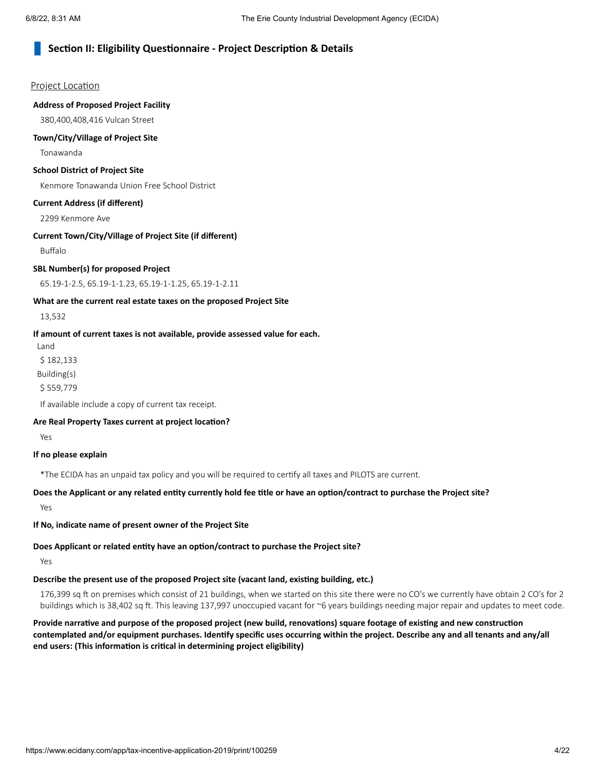## Section II: Eligibility Questionnaire - Project Description & Details

Project Location

**Address of Proposed Project Facility**

380,400,408,416 Vulcan Street

**Town/City/Village of Project Site**

Tonawanda

**School District of Project Site**

Kenmore Tonawanda Union Free School District

**Current Address (if different)**

2299 Kenmore Ave

**Current Town/City/Village of Project Site (if different)**

Buffalo

**SBL Number(s) for proposed Project**

65.19-1-2.5, 65.19-1-1.23, 65.19-1-1.25, 65.19-1-2.11

**What are the current real estate taxes on the proposed Project Site**

13,532

**If amount of current taxes is not available, provide assessed value for each.**

Land

$ 182,133

Building(s)

$ 559,779

If available include a copy of current tax receipt.

**Are Real Property Taxes current at project location?**

Yes

**If no please explain**

*The ECIDA has an unpaid tax policy and you will be required to certify all taxes and PILOTS are current.

**Does the Applicant or any related entity currently hold fee title or have an option/contract to purchase the Project site?**

Yes

**If No, indicate name of present owner of the Project Site**

**Does Applicant or related entity have an option/contract to purchase the Project site?**

Yes

**Describe the present use of the proposed Project site (vacant land, existing building, etc.)**

176,399 sq ft on premises which consist of 21 buildings, when we started on this site there were no CO's we currently have obtain 2 CO's for 2 buildings which is 38,402 sq ft. This leaving 137,997 unoccupied vacant for ~6 years buildings needing major repair and updates to meet code.

**Provide narrative and purpose of the proposed project (new build, renovations) square footage of existing and new construction contemplated and/or equipment purchases. Identify specific uses occurring within the project. Describe any and all tenants and any/all end users: (This information is critical in determining project eligibility)**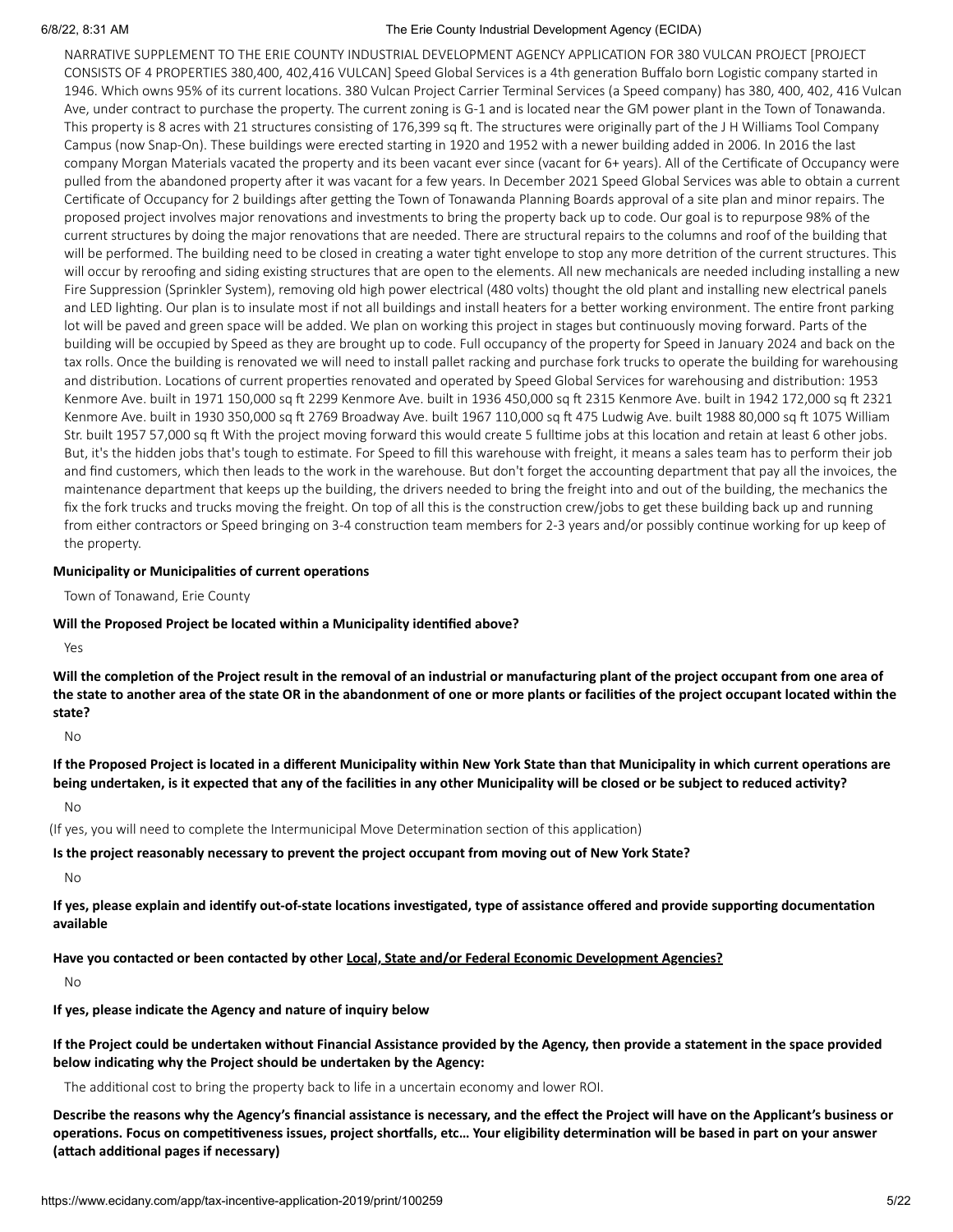NARRATIVE SUPPLEMENT TO THE ERIE COUNTY INDUSTRIAL DEVELOPMENT AGENCY APPLICATION FOR 380 VULCAN PROJECT [PROJECT CONSISTS OF 4 PROPERTIES 380,400, 402,416 VULCAN] Speed Global Services is a 4th generation Buffalo born Logistic company started in 1946. Which owns 95% of its current locations. 380 Vulcan Project Carrier Terminal Services (a Speed company) has 380, 400, 402, 416 Vulcan Ave, under contract to purchase the property. The current zoning is G-1 and is located near the GM power plant in the Town of Tonawanda. This property is 8 acres with 21 structures consisting of 176,399 sq ft. The structures were originally part of the J H Williams Tool Company Campus (now Snap-On). These buildings were erected starting in 1920 and 1952 with a newer building added in 2006. In 2016 the last company Morgan Materials vacated the property and its been vacant ever since (vacant for 6+ years). All of the Certificate of Occupancy were pulled from the abandoned property after it was vacant for a few years. In December 2021 Speed Global Services was able to obtain a current Certificate of Occupancy for 2 buildings after getting the Town of Tonawanda Planning Boards approval of a site plan and minor repairs. The proposed project involves major renovations and investments to bring the property back up to code. Our goal is to repurpose 98% of the current structures by doing the major renovations that are needed. There are structural repairs to the columns and roof of the building that will be performed. The building need to be closed in creating a water tight envelope to stop any more detrition of the current structures. This will occur by reroofing and siding existing structures that are open to the elements. All new mechanicals are needed including installing a new Fire Suppression (Sprinkler System), removing old high power electrical (480 volts) thought the old plant and installing new electrical panels and LED lighting. Our plan is to insulate most if not all buildings and install heaters for a better working environment. The entire front parking lot will be paved and green space will be added. We plan on working this project in stages but continuously moving forward. Parts of the building will be occupied by Speed as they are brought up to code. Full occupancy of the property for Speed in January 2024 and back on the tax rolls. Once the building is renovated we will need to install pallet racking and purchase fork trucks to operate the building for warehousing and distribution. Locations of current properties renovated and operated by Speed Global Services for warehousing and distribution: 1953 Kenmore Ave. built in 1971 150,000 sq ft 2299 Kenmore Ave. built in 1936 450,000 sq ft 2315 Kenmore Ave. built in 1942 172,000 sq ft 2321 Kenmore Ave. built in 1930 350,000 sq ft 2769 Broadway Ave. built 1967 110,000 sq ft 475 Ludwig Ave. built 1988 80,000 sq ft 1075 William Str. built 1957 57,000 sq ft With the project moving forward this would create 5 fulltime jobs at this location and retain at least 6 other jobs. But, it's the hidden jobs that's tough to estimate. For Speed to fill this warehouse with freight, it means a sales team has to perform their job and find customers, which then leads to the work in the warehouse. But don't forget the accounting department that pay all the invoices, the maintenance department that keeps up the building, the drivers needed to bring the freight into and out of the building, the mechanics the fix the fork trucks and trucks moving the freight. On top of all this is the construction crew/jobs to get these building back up and running from either contractors or Speed bringing on 3-4 construction team members for 2-3 years and/or possibly continue working for up keep of the property.

**Municipality or Municipalities of current operations**

Town of Tonawand, Erie County

**Will the Proposed Project be located within a Municipality identified above?**

Yes

**Will the completion of the Project result in the removal of an industrial or manufacturing plant of the project occupant from one area of the state to another area of the state OR in the abandonment of one or more plants or facilities of the project occupant located within the state?**

No

**If the Proposed Project is located in a different Municipality within New York State than that Municipality in which current operations are being undertaken, is it expected that any of the facilities in any other Municipality will be closed or be subject to reduced activity?**

No

(If yes, you will need to complete the Intermunicipal Move Determination section of this application)

**Is the project reasonably necessary to prevent the project occupant from moving out of New York State?**

No

**If yes, please explain and identify out-of-state locations investigated, type of assistance offered and provide supporting documentation available**

**Have you contacted or been contacted by other Local, State and/or Federal Economic Development Agencies?**

No

**If yes, please indicate the Agency and nature of inquiry below**

**If the Project could be undertaken without Financial Assistance provided by the Agency, then provide a statement in the space provided below indicating why the Project should be undertaken by the Agency:**

The additional cost to bring the property back to life in a uncertain economy and lower ROI.

**Describe the reasons why the Agency's financial assistance is necessary, and the effect the Project will have on the Applicant's business or operations. Focus on competitiveness issues, project shortfalls, etc… Your eligibility determination will be based in part on your answer (attach additional pages if necessary)**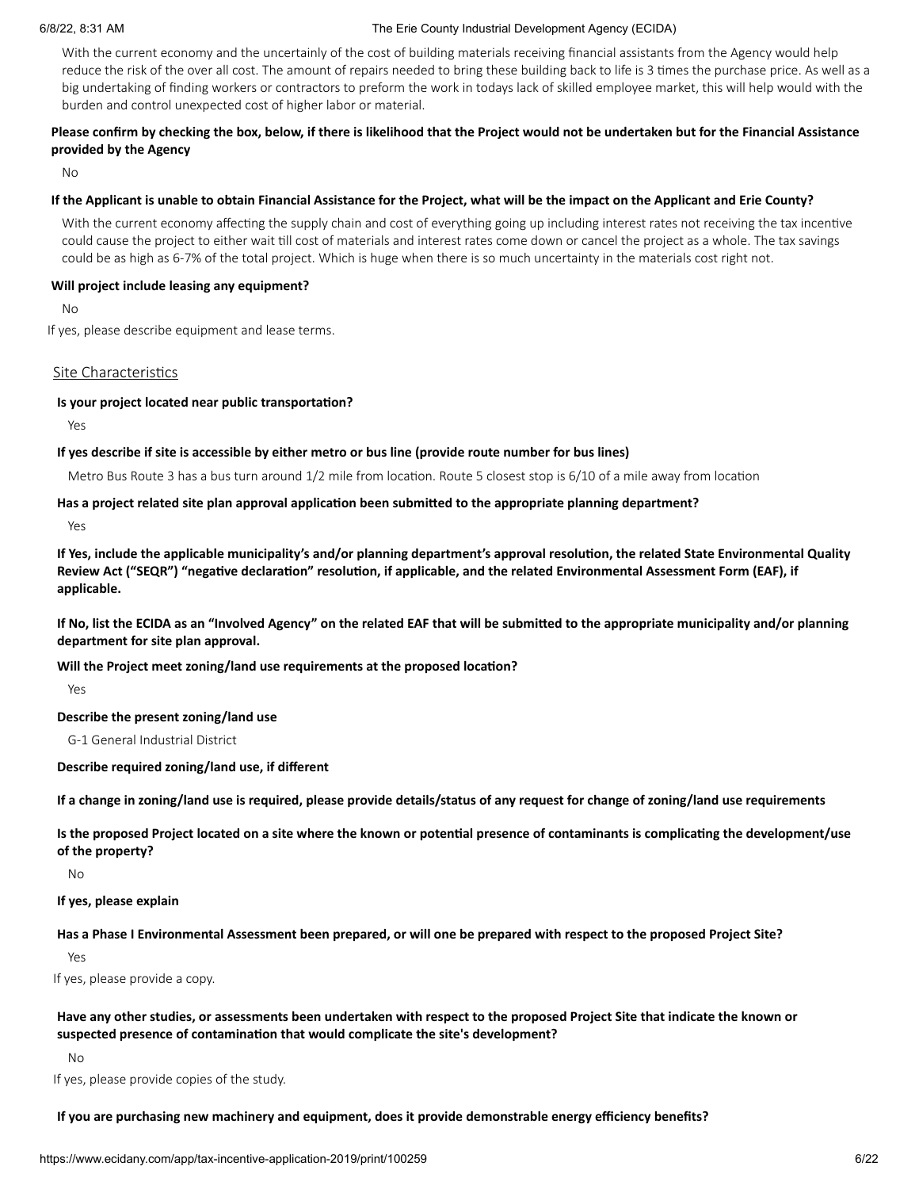With the current economy and the uncertainly of the cost of building materials receiving financial assistants from the Agency would help reduce the risk of the over all cost. The amount of repairs needed to bring these building back to life is 3 times the purchase price. As well as a big undertaking of finding workers or contractors to preform the work in todays lack of skilled employee market, this will help would with the burden and control unexpected cost of higher labor or material.

**Please confirm by checking the box, below, if there is likelihood that the Project would not be undertaken but for the Financial Assistance provided by the Agency**

No

**If the Applicant is unable to obtain Financial Assistance for the Project, what will be the impact on the Applicant and Erie County?**

With the current economy affecting the supply chain and cost of everything going up including interest rates not receiving the tax incentive could cause the project to either wait till cost of materials and interest rates come down or cancel the project as a whole. The tax savings could be as high as 6-7% of the total project. Which is huge when there is so much uncertainty in the materials cost right not.

**Will project include leasing any equipment?**

No

If yes, please describe equipment and lease terms.

## Site Characteristics

**Is your project located near public transportation?**

Yes

**If yes describe if site is accessible by either metro or bus line (provide route number for bus lines)**

Metro Bus Route 3 has a bus turn around 1/2 mile from location. Route 5 closest stop is 6/10 of a mile away from location

**Has a project related site plan approval application been submitted to the appropriate planning department?**

Yes

**If Yes, include the applicable municipality's and/or planning department's approval resolution, the related State Environmental Quality Review Act ("SEQR") "negative declaration" resolution, if applicable, and the related Environmental Assessment Form (EAF), if applicable.**

**If No, list the ECIDA as an "Involved Agency" on the related EAF that will be submitted to the appropriate municipality and/or planning department for site plan approval.**

**Will the Project meet zoning/land use requirements at the proposed location?**

Yes

**Describe the present zoning/land use**

G-1 General Industrial District

**Describe required zoning/land use, if different**

**If a change in zoning/land use is required, please provide details/status of any request for change of zoning/land use requirements**

**Is the proposed Project located on a site where the known or potential presence of contaminants is complicating the development/use of the property?**

No

**If yes, please explain**

**Has a Phase I Environmental Assessment been prepared, or will one be prepared with respect to the proposed Project Site?**

Yes

If yes, please provide a copy.

**Have any other studies, or assessments been undertaken with respect to the proposed Project Site that indicate the known or suspected presence of contamination that would complicate the site's development?**

No

If yes, please provide copies of the study.

**If you are purchasing new machinery and equipment, does it provide demonstrable energy efficiency benefits?**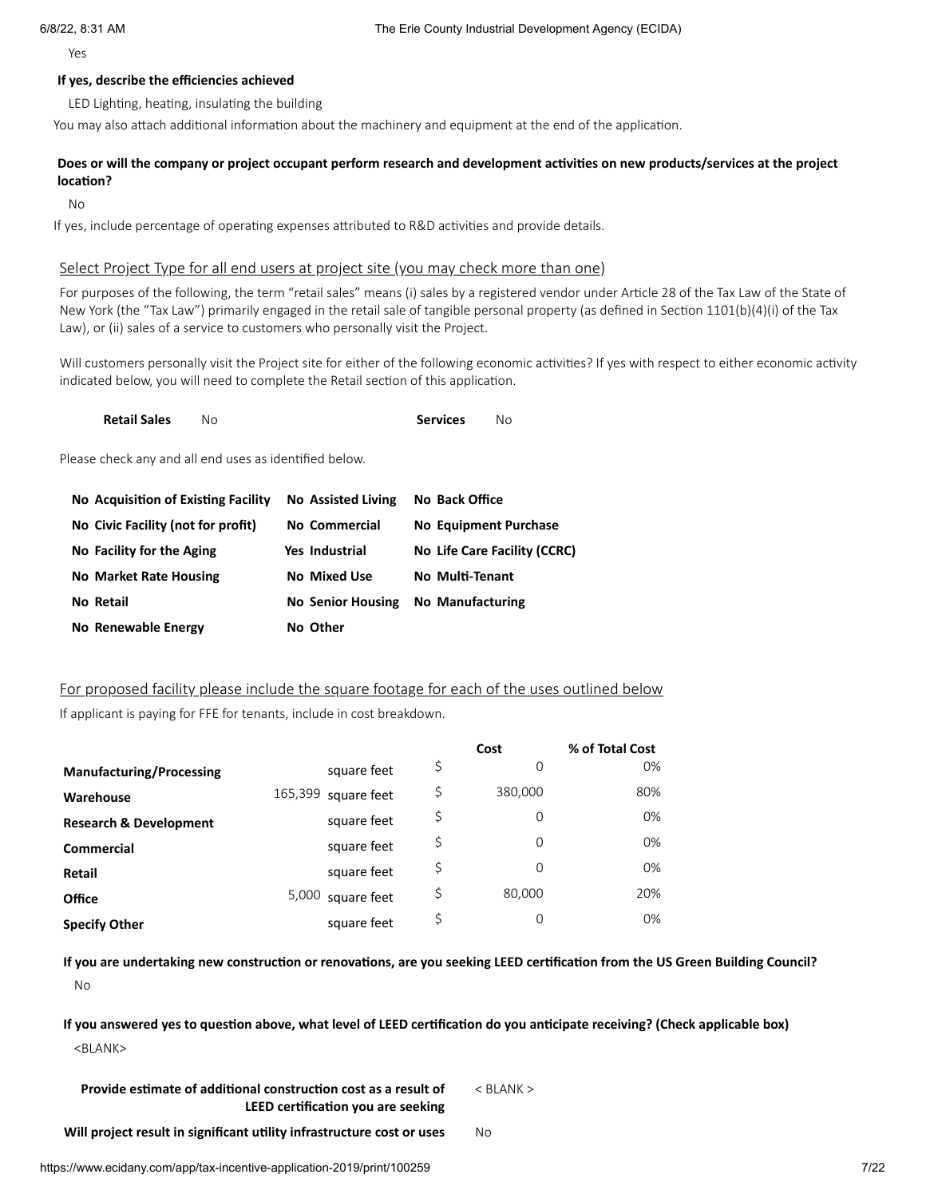Yes

**If yes, describe the efficiencies achieved**

LED Lighting, heating, insulating the building

You may also attach additional information about the machinery and equipment at the end of the application.

**Does or will the company or project occupant perform research and development activities on new products/services at the project location?**

No

If yes, include percentage of operating expenses attributed to R&D activities and provide details.

## Select Project Type for all end users at project site (you may check more than one)

For purposes of the following, the term "retail sales" means (i) sales by a registered vendor under Article 28 of the Tax Law of the State of New York (the "Tax Law") primarily engaged in the retail sale of tangible personal property (as defined in Section 1101(b)(4)(i) of the Tax Law), or (ii) sales of a service to customers who personally visit the Project.

Will customers personally visit the Project site for either of the following economic activities? If yes with respect to either economic activity indicated below, you will need to complete the Retail section of this application.

**Retail Sales** No **Services** No

Please check any and all end uses as identified below.

| | | |
|---|---|---|
| **No Acquisition of Existing Facility** | **No Assisted Living** | **No Back Office** |
| **No Civic Facility (not for profit)** | **No Commercial** | **No Equipment Purchase** |
| **No Facility for the Aging** | **Yes Industrial** | **No Life Care Facility (CCRC)** |
| **No Market Rate Housing** | **No Mixed Use** | **No Multi-Tenant** |
| **No Retail** | **No Senior Housing** | **No Manufacturing** |
| **No Renewable Energy** | **No Other** | |

## For proposed facility please include the square footage for each of the uses outlined below

If applicant is paying for FFE for tenants, include in cost breakdown.

| | | Cost | % of Total Cost |
|---|---|---|---|
| **Manufacturing/Processing** | square feet | $ 0 | 0% |
| **Warehouse** | 165,399 square feet | $ 380,000 | 80% |
| **Research & Development** | square feet | $ 0 | 0% |
| **Commercial** | square feet | $ 0 | 0% |
| **Retail** | square feet | $ 0 | 0% |
| **Office** | 5,000 square feet | $ 80,000 | 20% |
| **Specify Other** | square feet | $ 0 | 0% |

**If you are undertaking new construction or renovations, are you seeking LEED certification from the US Green Building Council?**

No

**If you answered yes to question above, what level of LEED certification do you anticipate receiving? (Check applicable box)**

<BLANK>

**Provide estimate of additional construction cost as a result of LEED certification you are seeking** < BLANK >

**Will project result in significant utility infrastructure cost or uses** No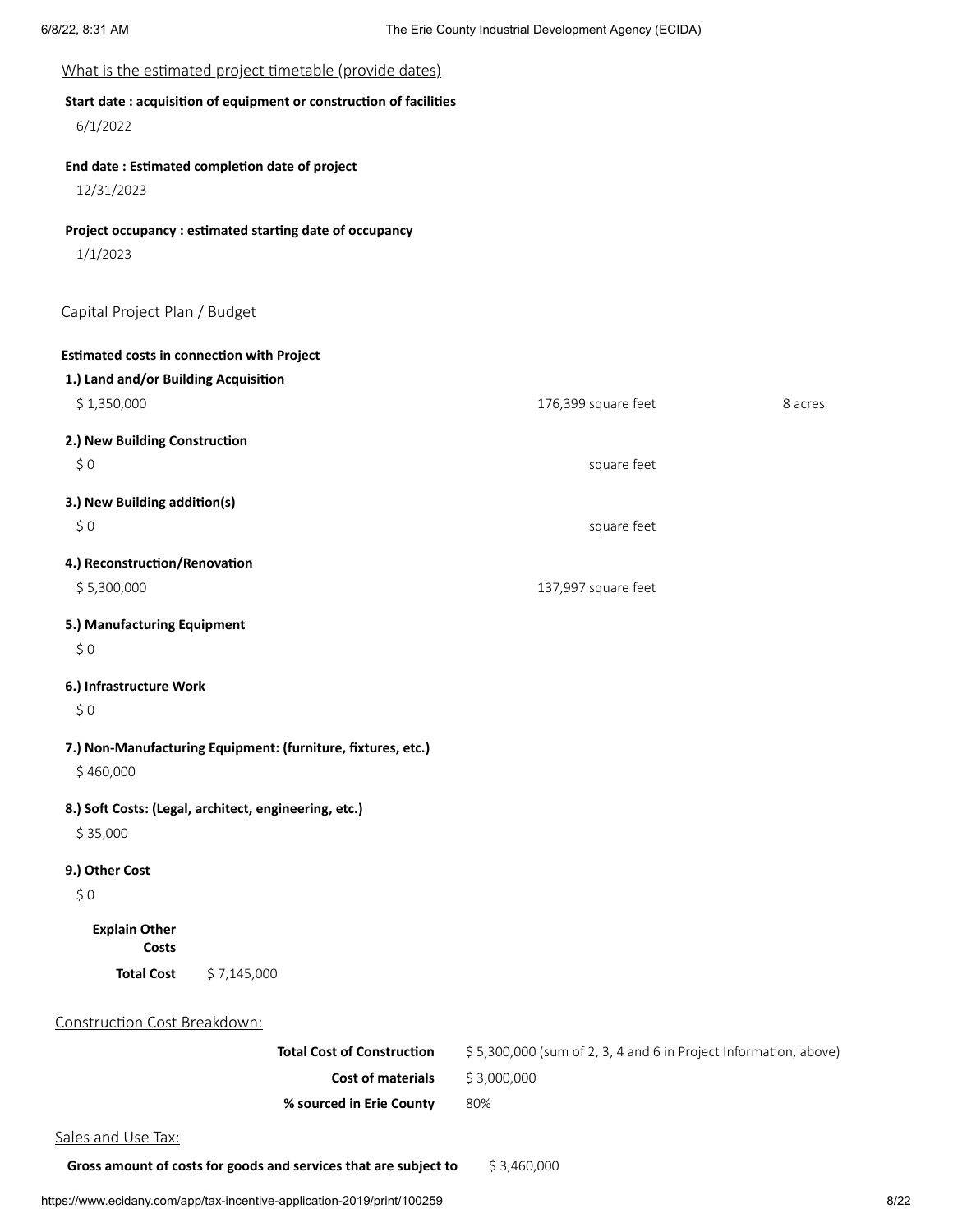## What is the estimated project timetable (provide dates)

**Start date : acquisition of equipment or construction of facilities**

6/1/2022

**End date : Estimated completion date of project**

12/31/2023

**Project occupancy : estimated starting date of occupancy**

1/1/2023

## Capital Project Plan / Budget

**Estimated costs in connection with Project**

**1.) Land and/or Building Acquisition**

$ 1,350,000 — 176,399 square feet — 8 acres

**2.) New Building Construction**

$ 0 — square feet

**3.) New Building addition(s)**

$ 0 — square feet

**4.) Reconstruction/Renovation**

$ 5,300,000 — 137,997 square feet

**5.) Manufacturing Equipment**

$ 0

**6.) Infrastructure Work**

$ 0

**7.) Non-Manufacturing Equipment: (furniture, fixtures, etc.)**

$ 460,000

**8.) Soft Costs: (Legal, architect, engineering, etc.)**

$ 35,000

**9.) Other Cost**

$ 0

**Explain Other Costs**

**Total Cost** $ 7,145,000

## Construction Cost Breakdown:

| | |
|---|---|
| **Total Cost of Construction** | $ 5,300,000 (sum of 2, 3, 4 and 6 in Project Information, above) |
| **Cost of materials** | $ 3,000,000 |
| **% sourced in Erie County** | 80% |

## Sales and Use Tax:

**Gross amount of costs for goods and services that are subject to** $ 3,460,000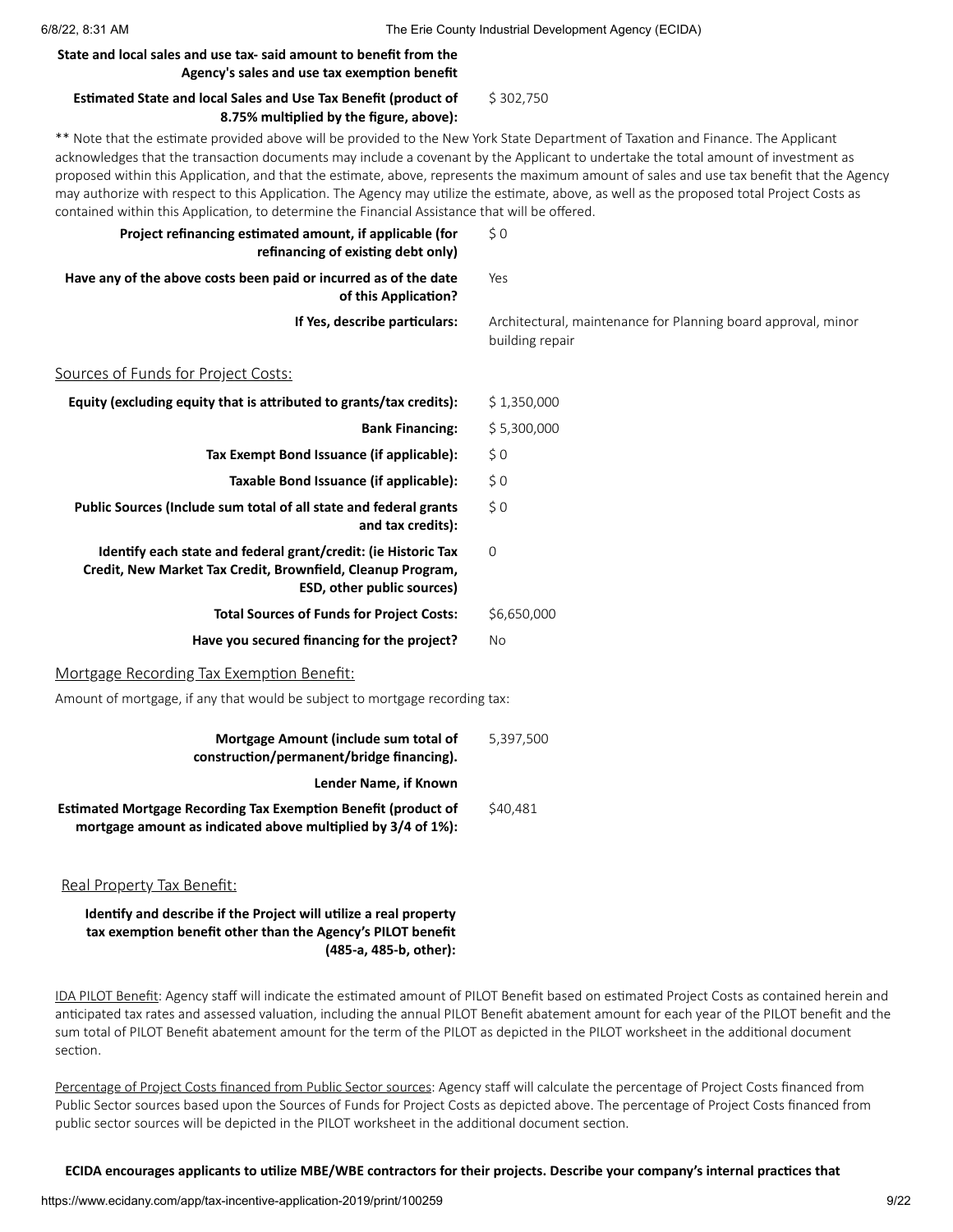**State and local sales and use tax- said amount to benefit from the Agency's sales and use tax exemption benefit**

| | |
|---|---|
| **Estimated State and local Sales and Use Tax Benefit (product of 8.75% multiplied by the figure, above):** | $ 302,750 |

** Note that the estimate provided above will be provided to the New York State Department of Taxation and Finance. The Applicant acknowledges that the transaction documents may include a covenant by the Applicant to undertake the total amount of investment as proposed within this Application, and that the estimate, above, represents the maximum amount of sales and use tax benefit that the Agency may authorize with respect to this Application. The Agency may utilize the estimate, above, as well as the proposed total Project Costs as contained within this Application, to determine the Financial Assistance that will be offered.

| | |
|---|---|
| **Project refinancing estimated amount, if applicable (for refinancing of existing debt only)** | $ 0 |
| **Have any of the above costs been paid or incurred as of the date of this Application?** | Yes |
| **If Yes, describe particulars:** | Architectural, maintenance for Planning board approval, minor building repair |

## Sources of Funds for Project Costs:

| | |
|---|---|
| **Equity (excluding equity that is attributed to grants/tax credits):** | $ 1,350,000 |
| **Bank Financing:** | $ 5,300,000 |
| **Tax Exempt Bond Issuance (if applicable):** | $ 0 |
| **Taxable Bond Issuance (if applicable):** | $ 0 |
| **Public Sources (Include sum total of all state and federal grants and tax credits):** | $ 0 |
| **Identify each state and federal grant/credit: (ie Historic Tax Credit, New Market Tax Credit, Brownfield, Cleanup Program, ESD, other public sources)** | 0 |
| **Total Sources of Funds for Project Costs:** | $6,650,000 |
| **Have you secured financing for the project?** | No |

## Mortgage Recording Tax Exemption Benefit:

Amount of mortgage, if any that would be subject to mortgage recording tax:

| | |
|---|---|
| **Mortgage Amount (include sum total of construction/permanent/bridge financing).** | 5,397,500 |
| **Lender Name, if Known** | |
| **Estimated Mortgage Recording Tax Exemption Benefit (product of mortgage amount as indicated above multiplied by 3/4 of 1%):** | $40,481 |

## Real Property Tax Benefit:

**Identify and describe if the Project will utilize a real property tax exemption benefit other than the Agency's PILOT benefit (485-a, 485-b, other):**

IDA PILOT Benefit: Agency staff will indicate the estimated amount of PILOT Benefit based on estimated Project Costs as contained herein and anticipated tax rates and assessed valuation, including the annual PILOT Benefit abatement amount for each year of the PILOT benefit and the sum total of PILOT Benefit abatement amount for the term of the PILOT as depicted in the PILOT worksheet in the additional document section.

Percentage of Project Costs financed from Public Sector sources: Agency staff will calculate the percentage of Project Costs financed from Public Sector sources based upon the Sources of Funds for Project Costs as depicted above. The percentage of Project Costs financed from public sector sources will be depicted in the PILOT worksheet in the additional document section.

**ECIDA encourages applicants to utilize MBE/WBE contractors for their projects. Describe your company's internal practices that**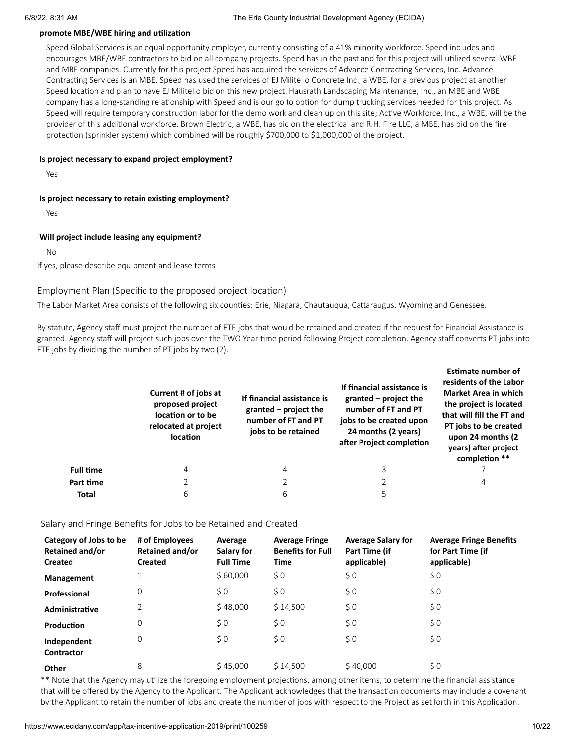**promote MBE/WBE hiring and utilization**

Speed Global Services is an equal opportunity employer, currently consisting of a 41% minority workforce. Speed includes and encourages MBE/WBE contractors to bid on all company projects. Speed has in the past and for this project will utilized several WBE and MBE companies. Currently for this project Speed has acquired the services of Advance Contracting Services, Inc. Advance Contracting Services is an MBE. Speed has used the services of EJ Militello Concrete Inc., a WBE, for a previous project at another Speed location and plan to have EJ Militello bid on this new project. Hausrath Landscaping Maintenance, Inc., an MBE and WBE company has a long-standing relationship with Speed and is our go to option for dump trucking services needed for this project. As Speed will require temporary construction labor for the demo work and clean up on this site; Active Workforce, Inc., a WBE, will be the provider of this additional workforce. Brown Electric, a WBE, has bid on the electrical and R.H. Fire LLC, a MBE, has bid on the fire protection (sprinkler system) which combined will be roughly $700,000 to $1,000,000 of the project.

**Is project necessary to expand project employment?**

Yes

**Is project necessary to retain existing employment?**

Yes

**Will project include leasing any equipment?**

No

If yes, please describe equipment and lease terms.

## Employment Plan (Specific to the proposed project location)

The Labor Market Area consists of the following six counties: Erie, Niagara, Chautauqua, Cattaraugus, Wyoming and Genessee.

By statute, Agency staff must project the number of FTE jobs that would be retained and created if the request for Financial Assistance is granted. Agency staff will project such jobs over the TWO Year time period following Project completion. Agency staff converts PT jobs into FTE jobs by dividing the number of PT jobs by two (2).

| | Current # of jobs at proposed project location or to be relocated at project location | If financial assistance is granted – project the number of FT and PT jobs to be retained | If financial assistance is granted – project the number of FT and PT jobs to be created upon 24 months (2 years) after Project completion | Estimate number of residents of the Labor Market Area in which the project is located that will fill the FT and PT jobs to be created upon 24 months (2 years) after project completion ** |
|---|---|---|---|---|
| **Full time** | 4 | 4 | 3 | 7 |
| **Part time** | 2 | 2 | 2 | 4 |
| **Total** | 6 | 6 | 5 | |

## Salary and Fringe Benefits for Jobs to be Retained and Created

| Category of Jobs to be Retained and/or Created | # of Employees Retained and/or Created | Average Salary for Full Time | Average Fringe Benefits for Full Time | Average Salary for Part Time (if applicable) | Average Fringe Benefits for Part Time (if applicable) |
|---|---|---|---|---|---|
| **Management** | 1 | $ 60,000 | $ 0 | $ 0 | $ 0 |
| **Professional** | 0 | $ 0 | $ 0 | $ 0 | $ 0 |
| **Administrative** | 2 | $ 48,000 | $ 14,500 | $ 0 | $ 0 |
| **Production** | 0 | $ 0 | $ 0 | $ 0 | $ 0 |
| **Independent Contractor** | 0 | $ 0 | $ 0 | $ 0 | $ 0 |
| **Other** | 8 | $ 45,000 | $ 14,500 | $ 40,000 | $ 0 |

** Note that the Agency may utilize the foregoing employment projections, among other items, to determine the financial assistance that will be offered by the Agency to the Applicant. The Applicant acknowledges that the transaction documents may include a covenant by the Applicant to retain the number of jobs and create the number of jobs with respect to the Project as set forth in this Application.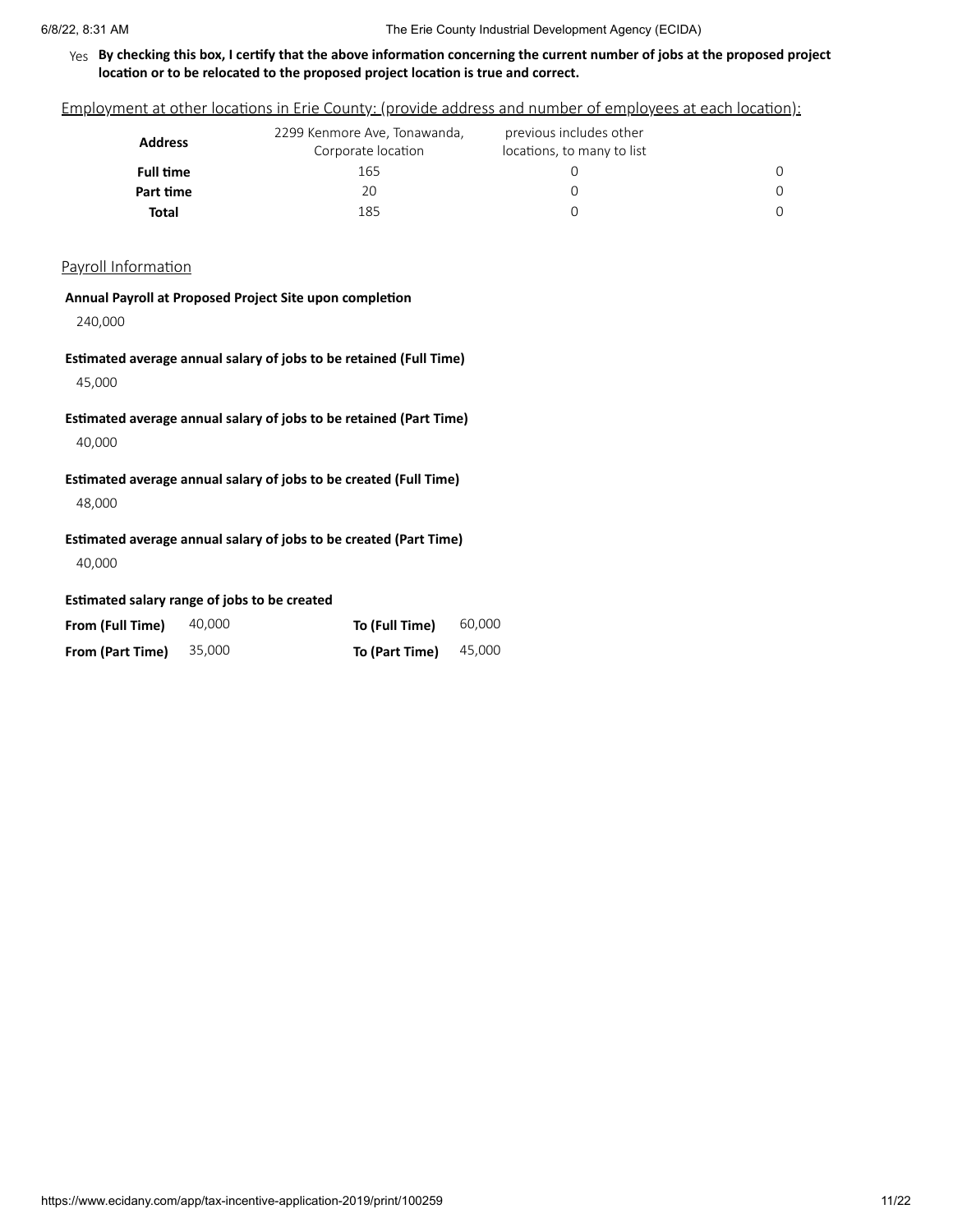Yes **By checking this box, I certify that the above information concerning the current number of jobs at the proposed project location or to be relocated to the proposed project location is true and correct.**

Employment at other locations in Erie County: (provide address and number of employees at each location):

| **Address** | 2299 Kenmore Ave, Tonawanda, Corporate location | previous includes other locations, to many to list | |
|---|---|---|---|
| **Full time** | 165 | 0 | 0 |
| **Part time** | 20 | 0 | 0 |
| **Total** | 185 | 0 | 0 |

Payroll Information

**Annual Payroll at Proposed Project Site upon completion**

240,000

**Estimated average annual salary of jobs to be retained (Full Time)**

45,000

**Estimated average annual salary of jobs to be retained (Part Time)**

40,000

**Estimated average annual salary of jobs to be created (Full Time)**

48,000

**Estimated average annual salary of jobs to be created (Part Time)**

40,000

**Estimated salary range of jobs to be created**

| | | | |
|---|---|---|---|
| **From (Full Time)** | 40,000 | **To (Full Time)** | 60,000 |
| **From (Part Time)** | 35,000 | **To (Part Time)** | 45,000 |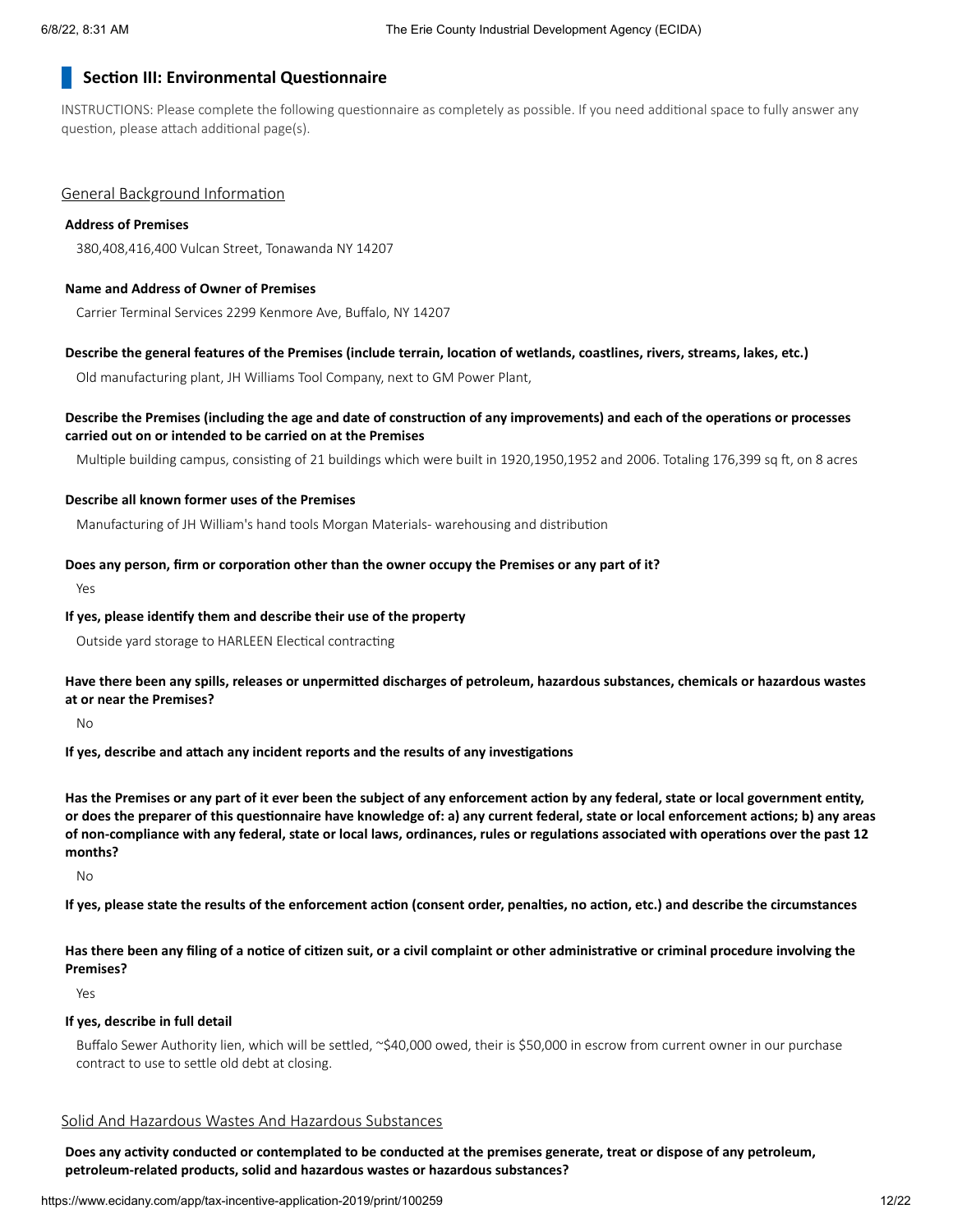## Section III: Environmental Questionnaire

INSTRUCTIONS: Please complete the following questionnaire as completely as possible. If you need additional space to fully answer any question, please attach additional page(s).

### General Background Information

**Address of Premises**

380,408,416,400 Vulcan Street, Tonawanda NY 14207

**Name and Address of Owner of Premises**

Carrier Terminal Services 2299 Kenmore Ave, Buffalo, NY 14207

**Describe the general features of the Premises (include terrain, location of wetlands, coastlines, rivers, streams, lakes, etc.)**

Old manufacturing plant, JH Williams Tool Company, next to GM Power Plant,

**Describe the Premises (including the age and date of construction of any improvements) and each of the operations or processes carried out on or intended to be carried on at the Premises**

Multiple building campus, consisting of 21 buildings which were built in 1920,1950,1952 and 2006. Totaling 176,399 sq ft, on 8 acres

**Describe all known former uses of the Premises**

Manufacturing of JH William's hand tools Morgan Materials- warehousing and distribution

**Does any person, firm or corporation other than the owner occupy the Premises or any part of it?**

Yes

**If yes, please identify them and describe their use of the property**

Outside yard storage to HARLEEN Electical contracting

**Have there been any spills, releases or unpermitted discharges of petroleum, hazardous substances, chemicals or hazardous wastes at or near the Premises?**

No

**If yes, describe and attach any incident reports and the results of any investigations**

**Has the Premises or any part of it ever been the subject of any enforcement action by any federal, state or local government entity, or does the preparer of this questionnaire have knowledge of: a) any current federal, state or local enforcement actions; b) any areas of non-compliance with any federal, state or local laws, ordinances, rules or regulations associated with operations over the past 12 months?**

No

**If yes, please state the results of the enforcement action (consent order, penalties, no action, etc.) and describe the circumstances**

**Has there been any filing of a notice of citizen suit, or a civil complaint or other administrative or criminal procedure involving the Premises?**

Yes

**If yes, describe in full detail**

Buffalo Sewer Authority lien, which will be settled, ~$40,000 owed, their is $50,000 in escrow from current owner in our purchase contract to use to settle old debt at closing.

### Solid And Hazardous Wastes And Hazardous Substances

**Does any activity conducted or contemplated to be conducted at the premises generate, treat or dispose of any petroleum, petroleum-related products, solid and hazardous wastes or hazardous substances?**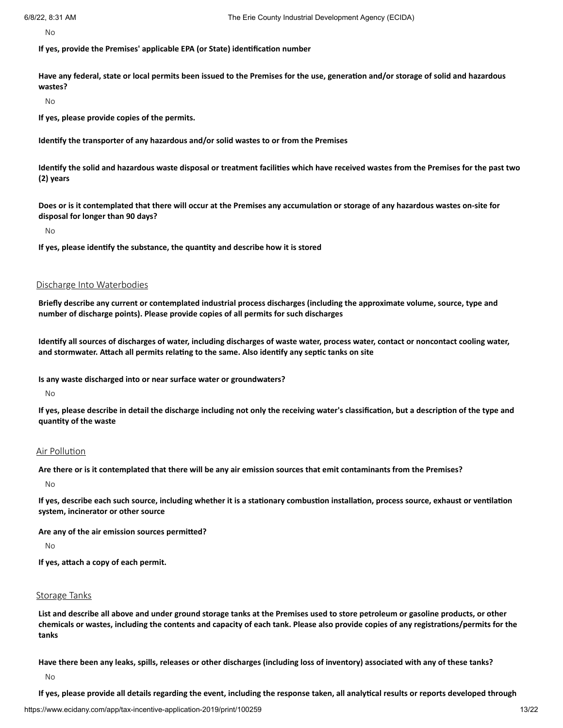No

**If yes, provide the Premises' applicable EPA (or State) identification number**

**Have any federal, state or local permits been issued to the Premises for the use, generation and/or storage of solid and hazardous wastes?**

No

**If yes, please provide copies of the permits.**

**Identify the transporter of any hazardous and/or solid wastes to or from the Premises**

**Identify the solid and hazardous waste disposal or treatment facilities which have received wastes from the Premises for the past two (2) years**

**Does or is it contemplated that there will occur at the Premises any accumulation or storage of any hazardous wastes on-site for disposal for longer than 90 days?**

No

**If yes, please identify the substance, the quantity and describe how it is stored**

## Discharge Into Waterbodies

**Briefly describe any current or contemplated industrial process discharges (including the approximate volume, source, type and number of discharge points). Please provide copies of all permits for such discharges**

**Identify all sources of discharges of water, including discharges of waste water, process water, contact or noncontact cooling water, and stormwater. Attach all permits relating to the same. Also identify any septic tanks on site**

**Is any waste discharged into or near surface water or groundwaters?**

No

**If yes, please describe in detail the discharge including not only the receiving water's classification, but a description of the type and quantity of the waste**

## Air Pollution

**Are there or is it contemplated that there will be any air emission sources that emit contaminants from the Premises?**

No

**If yes, describe each such source, including whether it is a stationary combustion installation, process source, exhaust or ventilation system, incinerator or other source**

**Are any of the air emission sources permitted?**

No

**If yes, attach a copy of each permit.**

## Storage Tanks

**List and describe all above and under ground storage tanks at the Premises used to store petroleum or gasoline products, or other chemicals or wastes, including the contents and capacity of each tank. Please also provide copies of any registrations/permits for the tanks**

**Have there been any leaks, spills, releases or other discharges (including loss of inventory) associated with any of these tanks?**

No

**If yes, please provide all details regarding the event, including the response taken, all analytical results or reports developed through**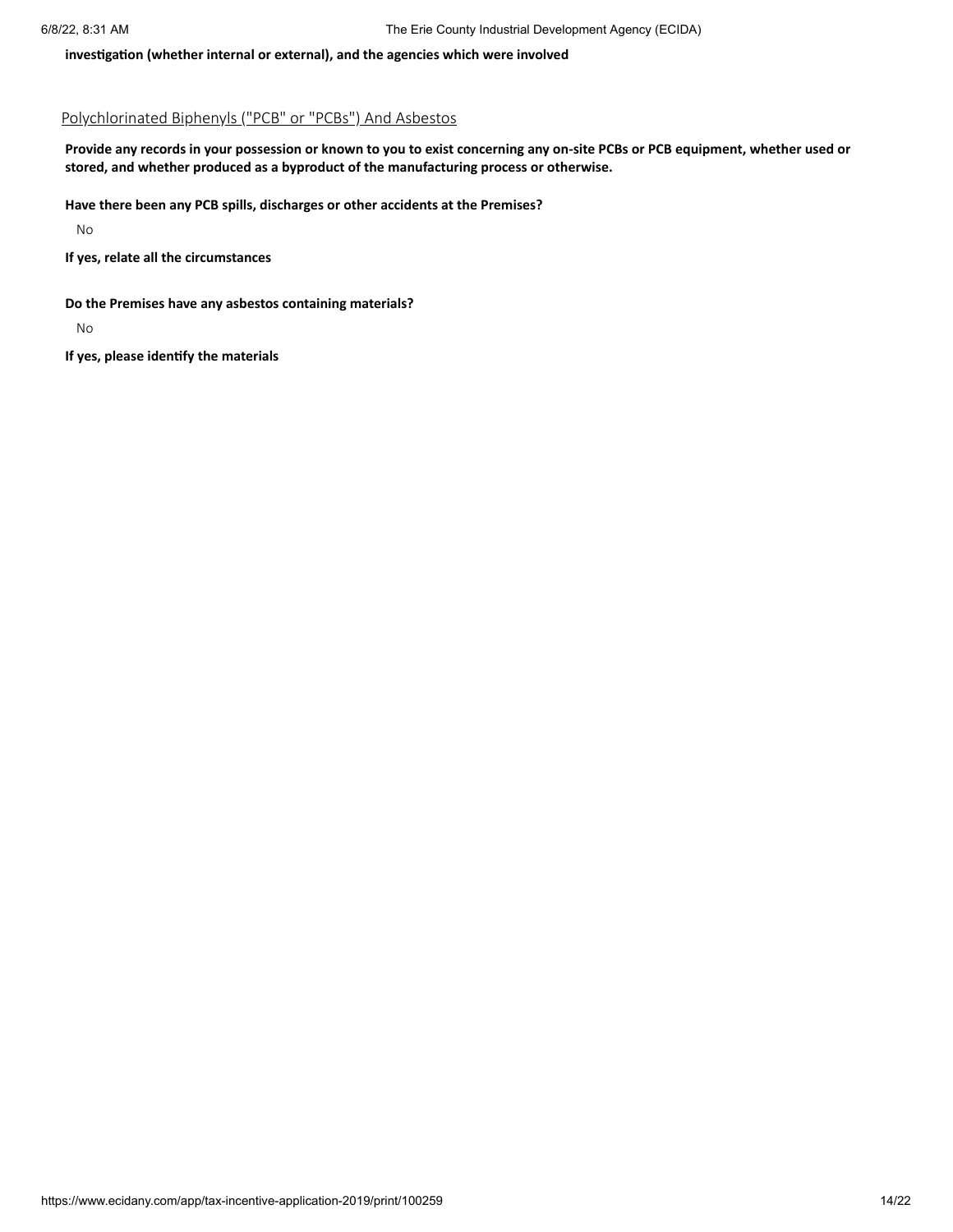**investigation (whether internal or external), and the agencies which were involved**

## Polychlorinated Biphenyls ("PCB" or "PCBs") And Asbestos

**Provide any records in your possession or known to you to exist concerning any on-site PCBs or PCB equipment, whether used or stored, and whether produced as a byproduct of the manufacturing process or otherwise.**

**Have there been any PCB spills, discharges or other accidents at the Premises?**

No

**If yes, relate all the circumstances**

**Do the Premises have any asbestos containing materials?**

No

**If yes, please identify the materials**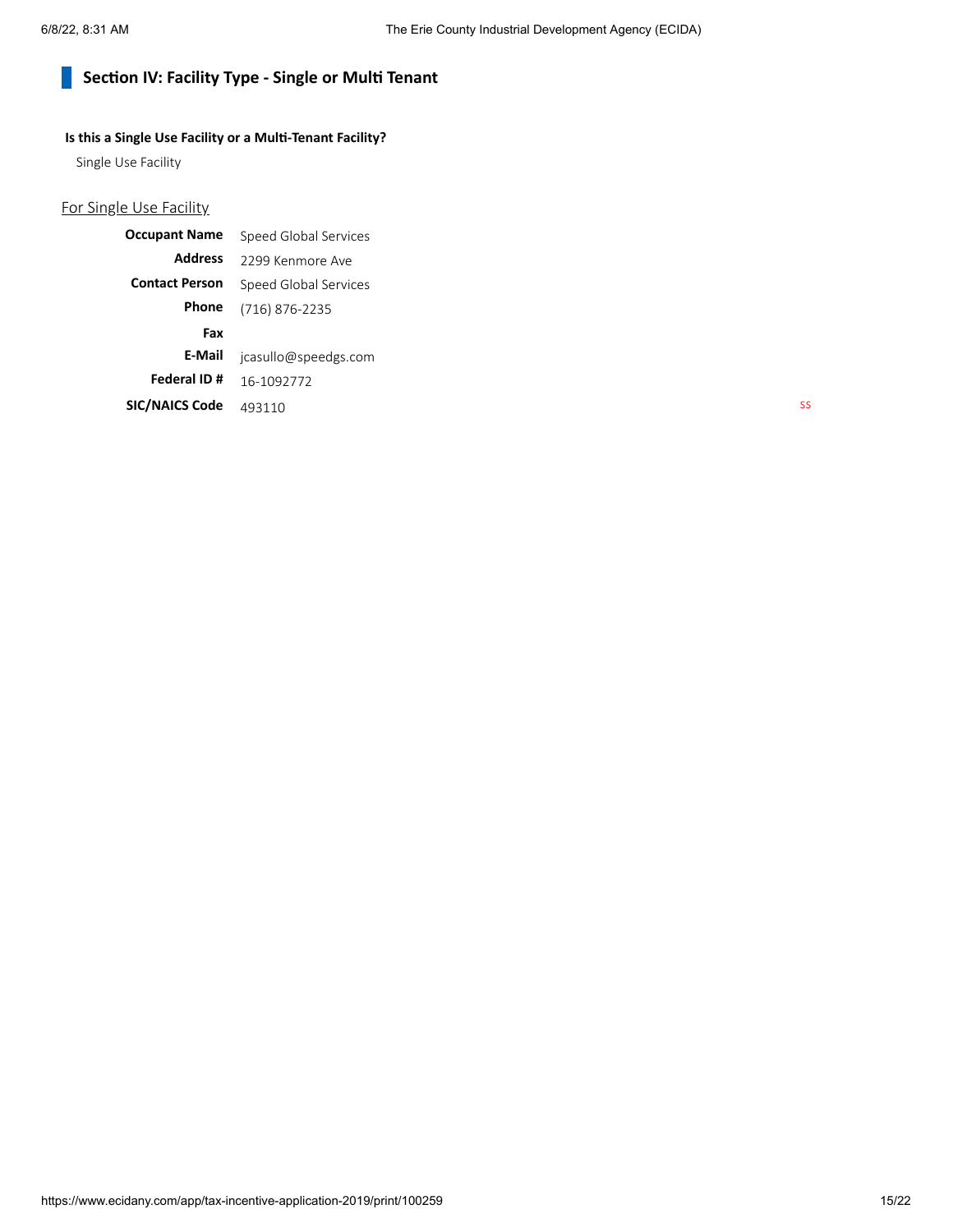## Section IV: Facility Type - Single or Multi Tenant

**Is this a Single Use Facility or a Multi-Tenant Facility?**

Single Use Facility

For Single Use Facility

| | |
|---|---|
| **Occupant Name** | Speed Global Services |
| **Address** | 2299 Kenmore Ave |
| **Contact Person** | Speed Global Services |
| **Phone** | (716) 876-2235 |
| **Fax** | |
| **E-Mail** | jcasullo@speedgs.com |
| **Federal ID #** | 16-1092772 |
| **SIC/NAICS Code** | 493110 |

SS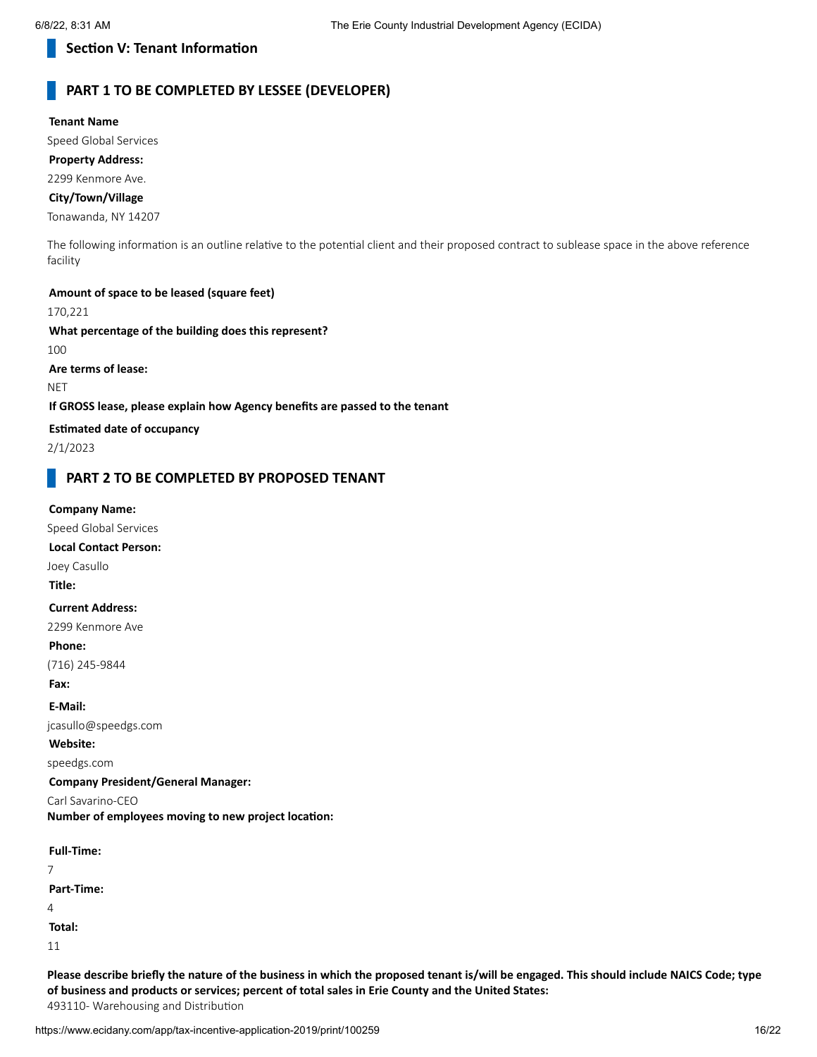## Section V: Tenant Information

## PART 1 TO BE COMPLETED BY LESSEE (DEVELOPER)

**Tenant Name**

Speed Global Services

**Property Address:**

2299 Kenmore Ave.

**City/Town/Village**

Tonawanda, NY 14207

The following information is an outline relative to the potential client and their proposed contract to sublease space in the above reference facility

**Amount of space to be leased (square feet)**

170,221

**What percentage of the building does this represent?**

100

**Are terms of lease:**

NET

**If GROSS lease, please explain how Agency benefits are passed to the tenant**

**Estimated date of occupancy**

2/1/2023

## PART 2 TO BE COMPLETED BY PROPOSED TENANT

**Company Name:**

Speed Global Services

**Local Contact Person:**

Joey Casullo

**Title:**

**Current Address:**

2299 Kenmore Ave

**Phone:**

(716) 245-9844

**Fax:**

**E-Mail:**

jcasullo@speedgs.com

**Website:**

speedgs.com

**Company President/General Manager:**

Carl Savarino-CEO

**Number of employees moving to new project location:**

**Full-Time:**

7

**Part-Time:**

4

**Total:**

11

**Please describe briefly the nature of the business in which the proposed tenant is/will be engaged. This should include NAICS Code; type of business and products or services; percent of total sales in Erie County and the United States:**

493110- Warehousing and Distribution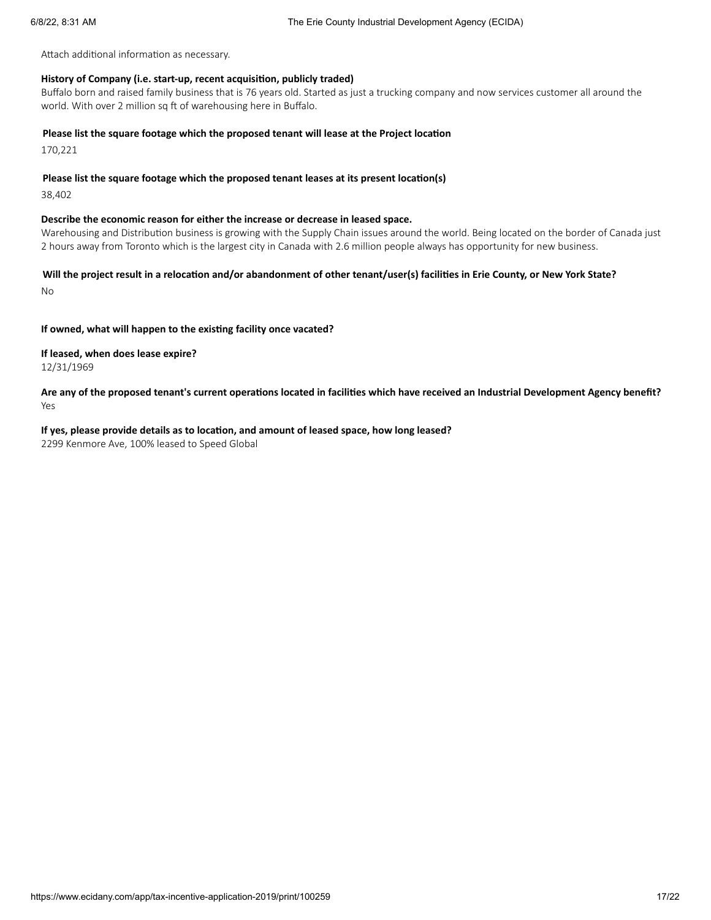Attach additional information as necessary.

**History of Company (i.e. start-up, recent acquisition, publicly traded)**

Buffalo born and raised family business that is 76 years old. Started as just a trucking company and now services customer all around the world. With over 2 million sq ft of warehousing here in Buffalo.

**Please list the square footage which the proposed tenant will lease at the Project location**

170,221

**Please list the square footage which the proposed tenant leases at its present location(s)**

38,402

**Describe the economic reason for either the increase or decrease in leased space.**

Warehousing and Distribution business is growing with the Supply Chain issues around the world. Being located on the border of Canada just 2 hours away from Toronto which is the largest city in Canada with 2.6 million people always has opportunity for new business.

**Will the project result in a relocation and/or abandonment of other tenant/user(s) facilities in Erie County, or New York State?**

No

**If owned, what will happen to the existing facility once vacated?**

**If leased, when does lease expire?**

12/31/1969

**Are any of the proposed tenant's current operations located in facilities which have received an Industrial Development Agency benefit?**

Yes

**If yes, please provide details as to location, and amount of leased space, how long leased?**

2299 Kenmore Ave, 100% leased to Speed Global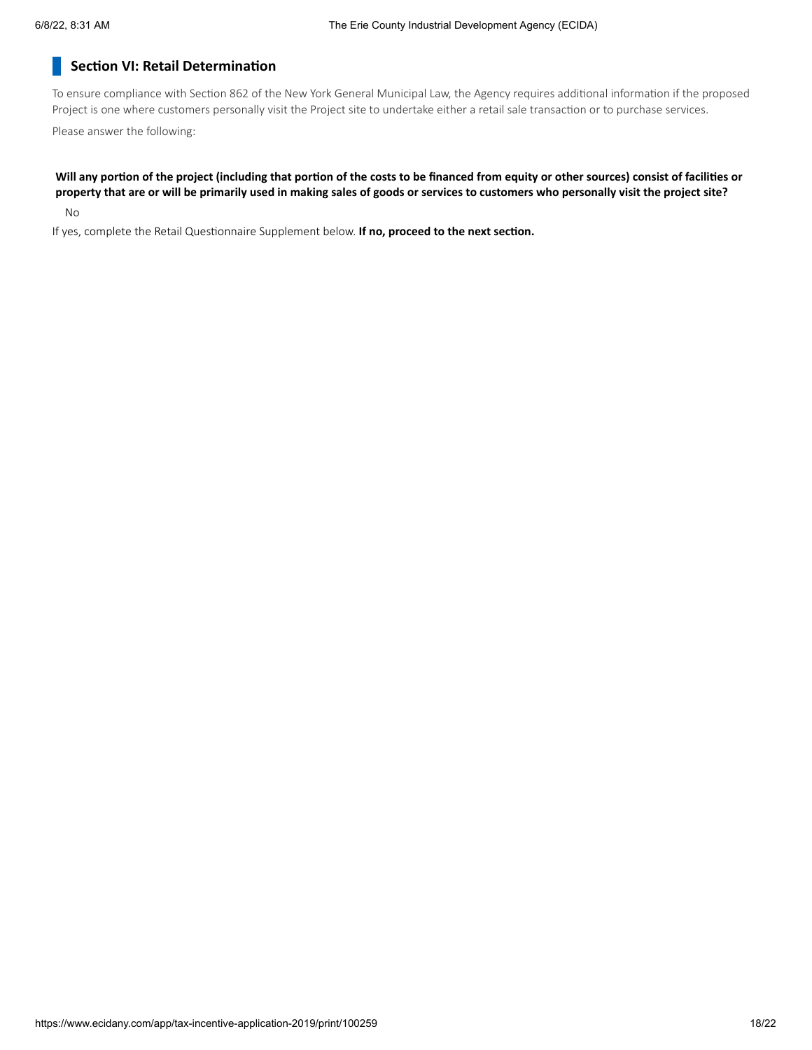## Section VI: Retail Determination

To ensure compliance with Section 862 of the New York General Municipal Law, the Agency requires additional information if the proposed Project is one where customers personally visit the Project site to undertake either a retail sale transaction or to purchase services.

Please answer the following:

**Will any portion of the project (including that portion of the costs to be financed from equity or other sources) consist of facilities or property that are or will be primarily used in making sales of goods or services to customers who personally visit the project site?**

No

If yes, complete the Retail Questionnaire Supplement below. **If no, proceed to the next section.**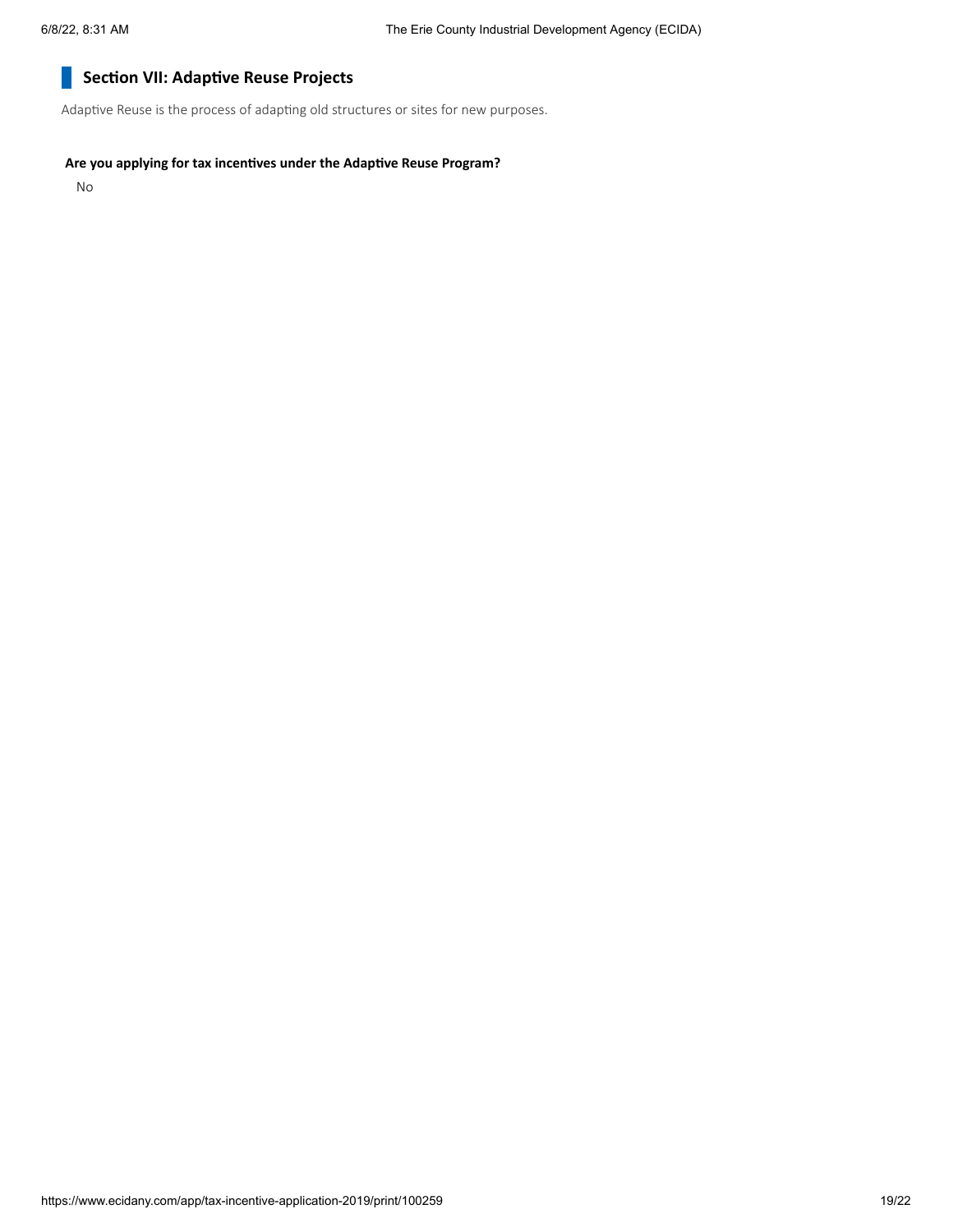## Section VII: Adaptive Reuse Projects

Adaptive Reuse is the process of adapting old structures or sites for new purposes.

**Are you applying for tax incentives under the Adaptive Reuse Program?**

No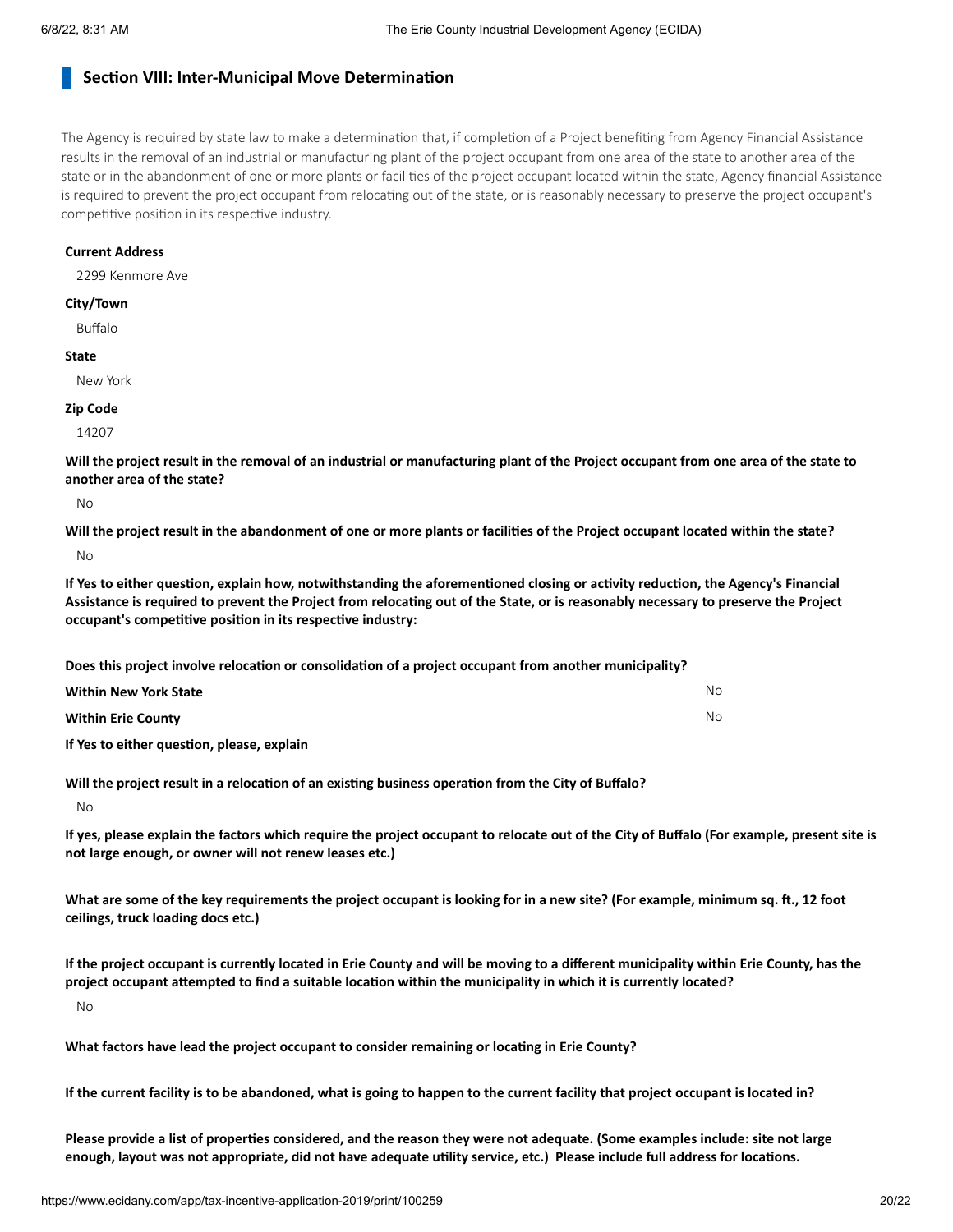## Section VIII: Inter-Municipal Move Determination

The Agency is required by state law to make a determination that, if completion of a Project benefiting from Agency Financial Assistance results in the removal of an industrial or manufacturing plant of the project occupant from one area of the state to another area of the state or in the abandonment of one or more plants or facilities of the project occupant located within the state, Agency financial Assistance is required to prevent the project occupant from relocating out of the state, or is reasonably necessary to preserve the project occupant's competitive position in its respective industry.

**Current Address**

2299 Kenmore Ave

**City/Town**

Buffalo

**State**

New York

**Zip Code**

14207

**Will the project result in the removal of an industrial or manufacturing plant of the Project occupant from one area of the state to another area of the state?**

No

**Will the project result in the abandonment of one or more plants or facilities of the Project occupant located within the state?**

No

**If Yes to either question, explain how, notwithstanding the aforementioned closing or activity reduction, the Agency's Financial Assistance is required to prevent the Project from relocating out of the State, or is reasonably necessary to preserve the Project occupant's competitive position in its respective industry:**

**Does this project involve relocation or consolidation of a project occupant from another municipality?**

| | |
|---|---|
| **Within New York State** | No |
| **Within Erie County** | No |

**If Yes to either question, please, explain**

**Will the project result in a relocation of an existing business operation from the City of Buffalo?**

No

**If yes, please explain the factors which require the project occupant to relocate out of the City of Buffalo (For example, present site is not large enough, or owner will not renew leases etc.)**

**What are some of the key requirements the project occupant is looking for in a new site? (For example, minimum sq. ft., 12 foot ceilings, truck loading docs etc.)**

**If the project occupant is currently located in Erie County and will be moving to a different municipality within Erie County, has the project occupant attempted to find a suitable location within the municipality in which it is currently located?**

No

**What factors have lead the project occupant to consider remaining or locating in Erie County?**

**If the current facility is to be abandoned, what is going to happen to the current facility that project occupant is located in?**

**Please provide a list of properties considered, and the reason they were not adequate. (Some examples include: site not large enough, layout was not appropriate, did not have adequate utility service, etc.) Please include full address for locations.**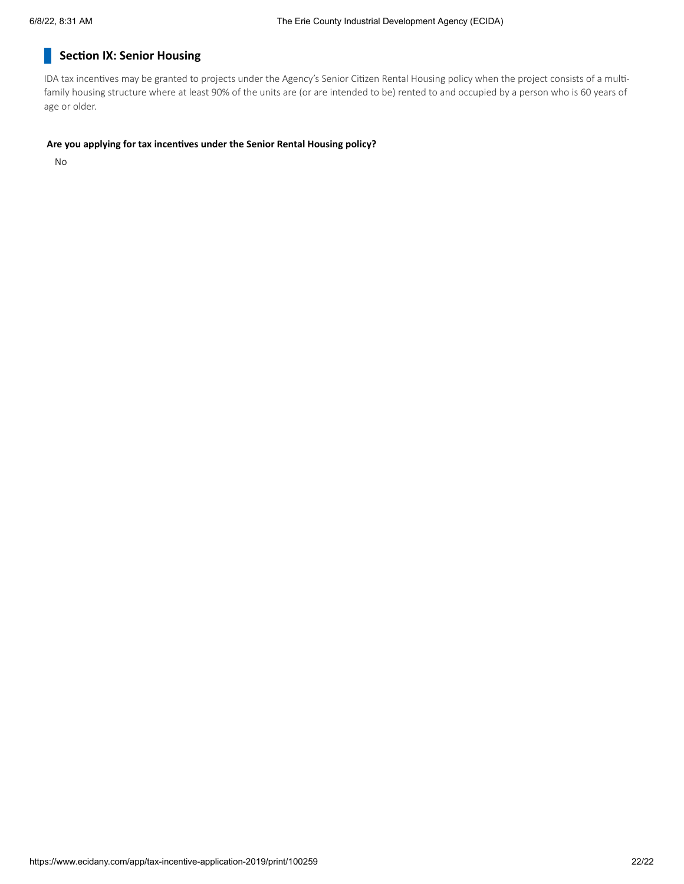## Section IX: Senior Housing

IDA tax incentives may be granted to projects under the Agency's Senior Citizen Rental Housing policy when the project consists of a multi-family housing structure where at least 90% of the units are (or are intended to be) rented to and occupied by a person who is 60 years of age or older.

**Are you applying for tax incentives under the Senior Rental Housing policy?**

No